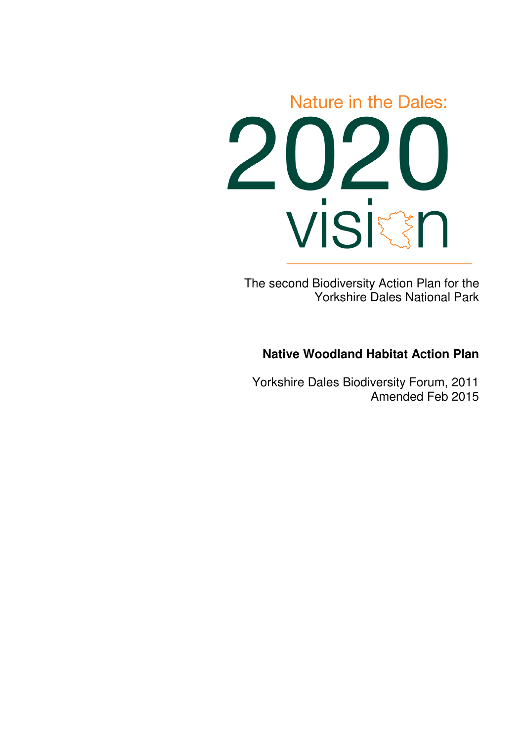Nature in the Dales:

# 2020 vision

The second Biodiversity Action Plan for the Yorkshire Dales National Park

## Native Woodland Habitat Action Plan

Yorkshire Dales Biodiversity Forum, 2011
Amended Feb 2015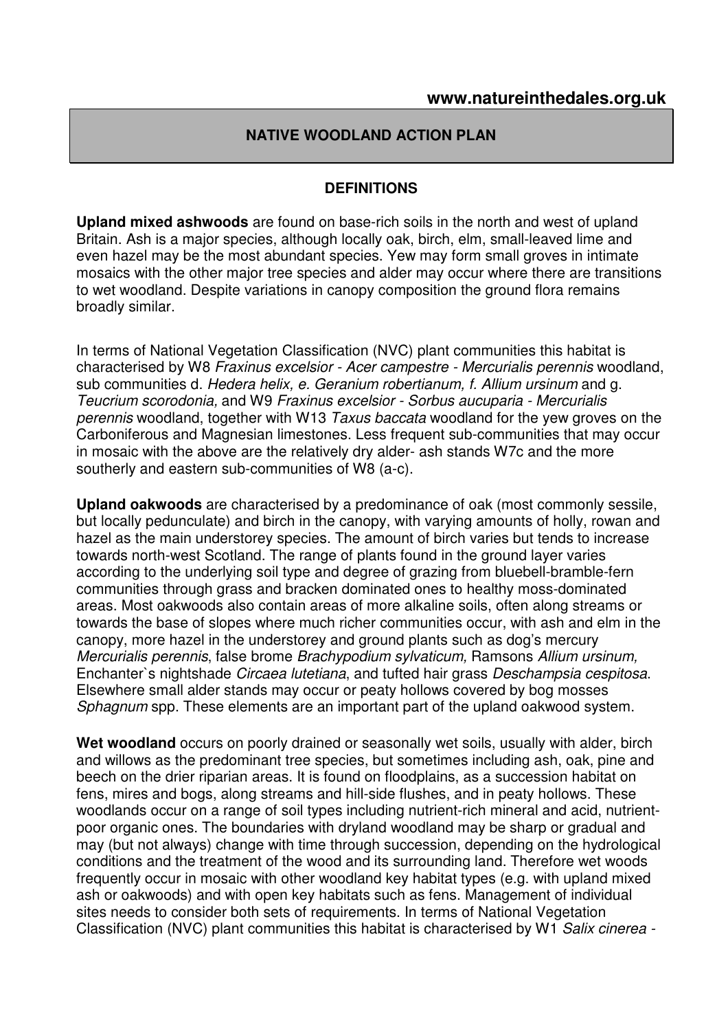**NATIVE WOODLAND ACTION PLAN**

## DEFINITIONS

**Upland mixed ashwoods** are found on base-rich soils in the north and west of upland Britain. Ash is a major species, although locally oak, birch, elm, small-leaved lime and even hazel may be the most abundant species. Yew may form small groves in intimate mosaics with the other major tree species and alder may occur where there are transitions to wet woodland. Despite variations in canopy composition the ground flora remains broadly similar.

In terms of National Vegetation Classification (NVC) plant communities this habitat is characterised by W8 *Fraxinus excelsior - Acer campestre - Mercurialis perennis* woodland, sub communities d. *Hedera helix, e. Geranium robertianum, f. Allium ursinum* and g. *Teucrium scorodonia,* and W9 *Fraxinus excelsior - Sorbus aucuparia - Mercurialis perennis* woodland, together with W13 *Taxus baccata* woodland for the yew groves on the Carboniferous and Magnesian limestones. Less frequent sub-communities that may occur in mosaic with the above are the relatively dry alder- ash stands W7c and the more southerly and eastern sub-communities of W8 (a-c).

**Upland oakwoods** are characterised by a predominance of oak (most commonly sessile, but locally pedunculate) and birch in the canopy, with varying amounts of holly, rowan and hazel as the main understorey species. The amount of birch varies but tends to increase towards north-west Scotland. The range of plants found in the ground layer varies according to the underlying soil type and degree of grazing from bluebell-bramble-fern communities through grass and bracken dominated ones to healthy moss-dominated areas. Most oakwoods also contain areas of more alkaline soils, often along streams or towards the base of slopes where much richer communities occur, with ash and elm in the canopy, more hazel in the understorey and ground plants such as dog's mercury *Mercurialis perennis*, false brome *Brachypodium sylvaticum,* Ramsons *Allium ursinum,* Enchanter`s nightshade *Circaea lutetiana*, and tufted hair grass *Deschampsia cespitosa*. Elsewhere small alder stands may occur or peaty hollows covered by bog mosses *Sphagnum* spp. These elements are an important part of the upland oakwood system.

**Wet woodland** occurs on poorly drained or seasonally wet soils, usually with alder, birch and willows as the predominant tree species, but sometimes including ash, oak, pine and beech on the drier riparian areas. It is found on floodplains, as a succession habitat on fens, mires and bogs, along streams and hill-side flushes, and in peaty hollows. These woodlands occur on a range of soil types including nutrient-rich mineral and acid, nutrient-poor organic ones. The boundaries with dryland woodland may be sharp or gradual and may (but not always) change with time through succession, depending on the hydrological conditions and the treatment of the wood and its surrounding land. Therefore wet woods frequently occur in mosaic with other woodland key habitat types (e.g. with upland mixed ash or oakwoods) and with open key habitats such as fens. Management of individual sites needs to consider both sets of requirements. In terms of National Vegetation Classification (NVC) plant communities this habitat is characterised by W1 *Salix cinerea -*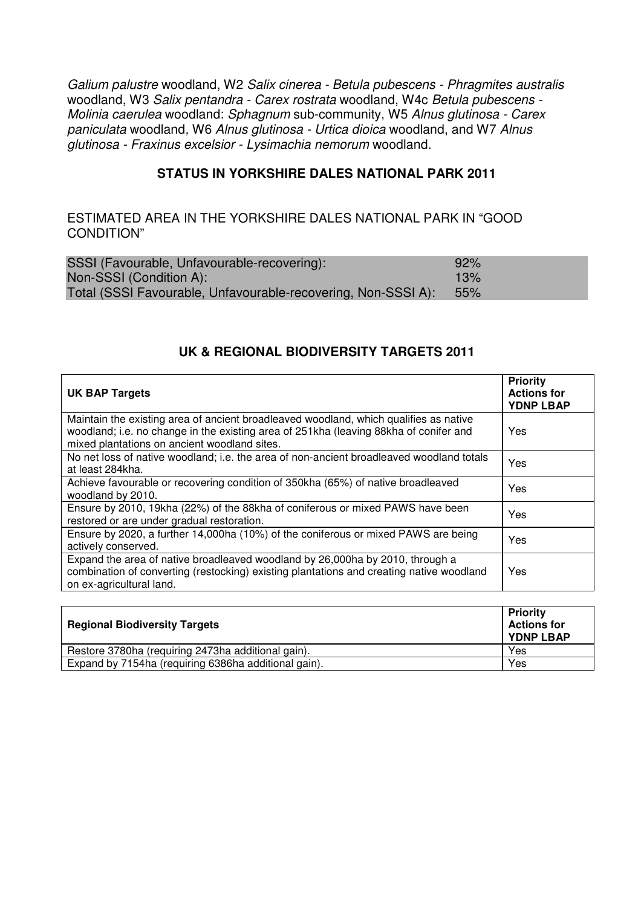*Galium palustre* woodland, W2 *Salix cinerea - Betula pubescens - Phragmites australis* woodland, W3 *Salix pentandra - Carex rostrata* woodland, W4c *Betula pubescens - Molinia caerulea* woodland: *Sphagnum* sub-community, W5 *Alnus glutinosa - Carex paniculata* woodland, W6 *Alnus glutinosa - Urtica dioica* woodland, and W7 *Alnus glutinosa - Fraxinus excelsior - Lysimachia nemorum* woodland.

## STATUS IN YORKSHIRE DALES NATIONAL PARK 2011

ESTIMATED AREA IN THE YORKSHIRE DALES NATIONAL PARK IN "GOOD CONDITION"

| | |
|---|---|
| SSSI (Favourable, Unfavourable-recovering): | 92% |
| Non-SSSI (Condition A): | 13% |
| Total (SSSI Favourable, Unfavourable-recovering, Non-SSSI A): | 55% |

## UK & REGIONAL BIODIVERSITY TARGETS 2011

| **UK BAP Targets** | **Priority Actions for YDNP LBAP** |
|---|---|
| Maintain the existing area of ancient broadleaved woodland, which qualifies as native woodland; i.e. no change in the existing area of 251kha (leaving 88kha of conifer and mixed plantations on ancient woodland sites. | Yes |
| No net loss of native woodland; i.e. the area of non-ancient broadleaved woodland totals at least 284kha. | Yes |
| Achieve favourable or recovering condition of 350kha (65%) of native broadleaved woodland by 2010. | Yes |
| Ensure by 2010, 19kha (22%) of the 88kha of coniferous or mixed PAWS have been restored or are under gradual restoration. | Yes |
| Ensure by 2020, a further 14,000ha (10%) of the coniferous or mixed PAWS are being actively conserved. | Yes |
| Expand the area of native broadleaved woodland by 26,000ha by 2010, through a combination of converting (restocking) existing plantations and creating native woodland on ex-agricultural land. | Yes |

| **Regional Biodiversity Targets** | **Priority Actions for YDNP LBAP** |
|---|---|
| Restore 3780ha (requiring 2473ha additional gain). | Yes |
| Expand by 7154ha (requiring 6386ha additional gain). | Yes |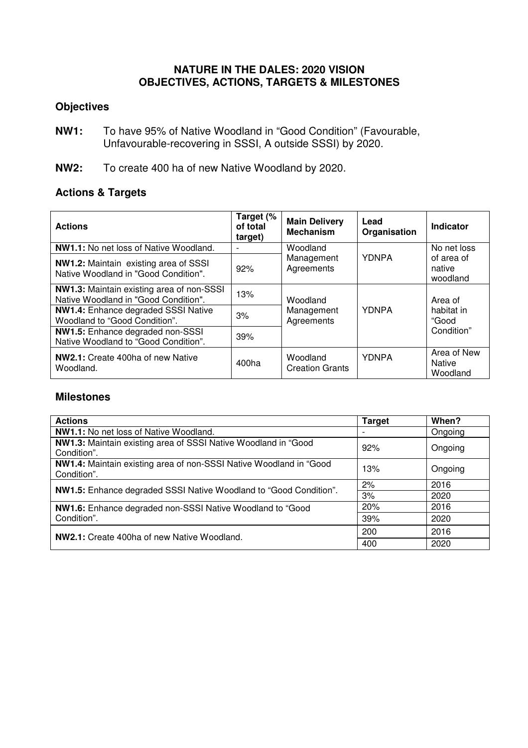**NATURE IN THE DALES: 2020 VISION**
**OBJECTIVES, ACTIONS, TARGETS & MILESTONES**

## Objectives

**NW1:** To have 95% of Native Woodland in "Good Condition" (Favourable, Unfavourable-recovering in SSSI, A outside SSSI) by 2020.

**NW2:** To create 400 ha of new Native Woodland by 2020.

## Actions & Targets

| Actions | Target (% of total target) | Main Delivery Mechanism | Lead Organisation | Indicator |
|---|---|---|---|---|
| **NW1.1:** No net loss of Native Woodland. | - | Woodland Management Agreements | YDNPA | No net loss of area of native woodland |
| **NW1.2:** Maintain existing area of SSSI Native Woodland in "Good Condition". | 92% | | | |
| **NW1.3:** Maintain existing area of non-SSSI Native Woodland in "Good Condition". | 13% | Woodland Management Agreements | YDNPA | Area of habitat in "Good Condition" |
| **NW1.4:** Enhance degraded SSSI Native Woodland to "Good Condition". | 3% | | | |
| **NW1.5:** Enhance degraded non-SSSI Native Woodland to "Good Condition". | 39% | | | |
| **NW2.1:** Create 400ha of new Native Woodland. | 400ha | Woodland Creation Grants | YDNPA | Area of New Native Woodland |

## Milestones

| Actions | Target | When? |
|---|---|---|
| **NW1.1:** No net loss of Native Woodland. | - | Ongoing |
| **NW1.3:** Maintain existing area of SSSI Native Woodland in "Good Condition". | 92% | Ongoing |
| **NW1.4:** Maintain existing area of non-SSSI Native Woodland in "Good Condition". | 13% | Ongoing |
| **NW1.5:** Enhance degraded SSSI Native Woodland to "Good Condition". | 2% | 2016 |
| | 3% | 2020 |
| **NW1.6:** Enhance degraded non-SSSI Native Woodland to "Good Condition". | 20% | 2016 |
| | 39% | 2020 |
| **NW2.1:** Create 400ha of new Native Woodland. | 200 | 2016 |
| | 400 | 2020 |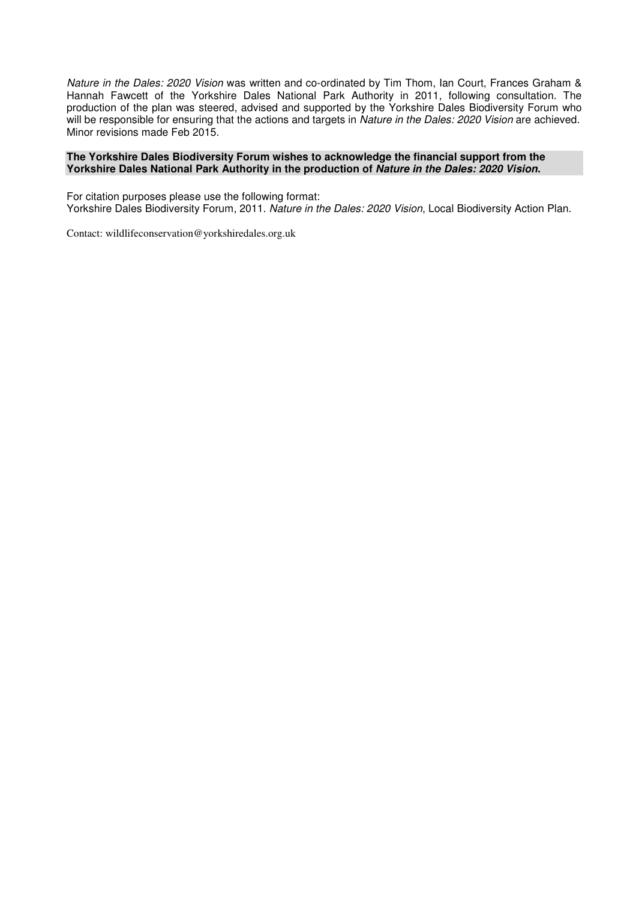*Nature in the Dales: 2020 Vision* was written and co-ordinated by Tim Thom, Ian Court, Frances Graham & Hannah Fawcett of the Yorkshire Dales National Park Authority in 2011, following consultation. The production of the plan was steered, advised and supported by the Yorkshire Dales Biodiversity Forum who will be responsible for ensuring that the actions and targets in *Nature in the Dales: 2020 Vision* are achieved. Minor revisions made Feb 2015.

**The Yorkshire Dales Biodiversity Forum wishes to acknowledge the financial support from the Yorkshire Dales National Park Authority in the production of *Nature in the Dales: 2020 Vision*.**

For citation purposes please use the following format:
Yorkshire Dales Biodiversity Forum, 2011. *Nature in the Dales: 2020 Vision*, Local Biodiversity Action Plan.

Contact: wildlifeconservation@yorkshiredales.org.uk